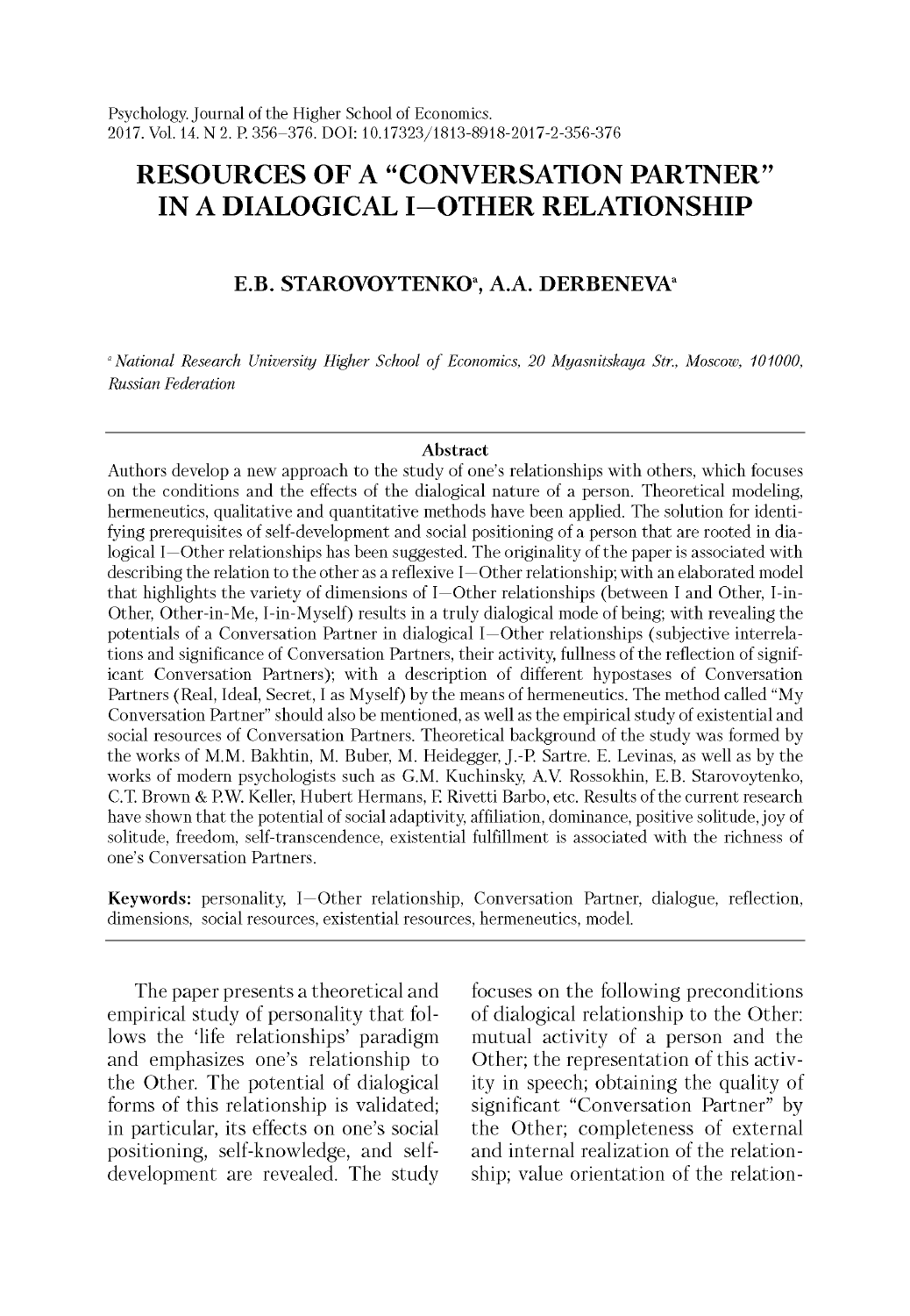# RESOURCES OF A "CONVERSATION PARTNER" IN A DIALOGICAL I—OTHER RELATIONSHIP

**E.B. STAROVOYTENKO**[a], **A.A. DERBENEVA**[a]

[a] *National Research University Higher School of Economics, 20 Myasnitskaya Str., Moscow, 101000, Russian Federation*

## Abstract

Authors develop a new approach to the study of one's relationships with others, which focuses on the conditions and the effects of the dialogical nature of a person. Theoretical modeling, hermeneutics, qualitative and quantitative methods have been applied. The solution for identifying prerequisites of self-development and social positioning of a person that are rooted in dialogical I—Other relationships has been suggested. The originality of the paper is associated with describing the relation to the other as a reflexive I—Other relationship; with an elaborated model that highlights the variety of dimensions of I—Other relationships (between I and Other, I-in-Other, Other-in-Me, I-in-Myself) results in a truly dialogical mode of being; with revealing the potentials of a Conversation Partner in dialogical I—Other relationships (subjective interrelations and significance of Conversation Partners, their activity, fullness of the reflection of significant Conversation Partners); with a description of different hypostases of Conversation Partners (Real, Ideal, Secret, I as Myself) by the means of hermeneutics. The method called "My Conversation Partner" should also be mentioned, as well as the empirical study of existential and social resources of Conversation Partners. Theoretical background of the study was formed by the works of M.M. Bakhtin, M. Buber, M. Heidegger, J.-P. Sartre. E. Levinas, as well as by the works of modern psychologists such as G.M. Kuchinsky, A.V. Rossokhin, E.B. Starovoytenko, C.T. Brown & P.W. Keller, Hubert Hermans, F. Rivetti Barbo, etc. Results of the current research have shown that the potential of social adaptivity, affiliation, dominance, positive solitude, joy of solitude, freedom, self-transcendence, existential fulfillment is associated with the richness of one's Conversation Partners.

**Keywords:** personality, I—Other relationship, Conversation Partner, dialogue, reflection, dimensions, social resources, existential resources, hermeneutics, model.

The paper presents a theoretical and empirical study of personality that follows the 'life relationships' paradigm and emphasizes one's relationship to the Other. The potential of dialogical forms of this relationship is validated; in particular, its effects on one's social positioning, self-knowledge, and self-development are revealed. The study focuses on the following preconditions of dialogical relationship to the Other: mutual activity of a person and the Other; the representation of this activity in speech; obtaining the quality of significant "Conversation Partner" by the Other; completeness of external and internal realization of the relationship; value orientation of the relation-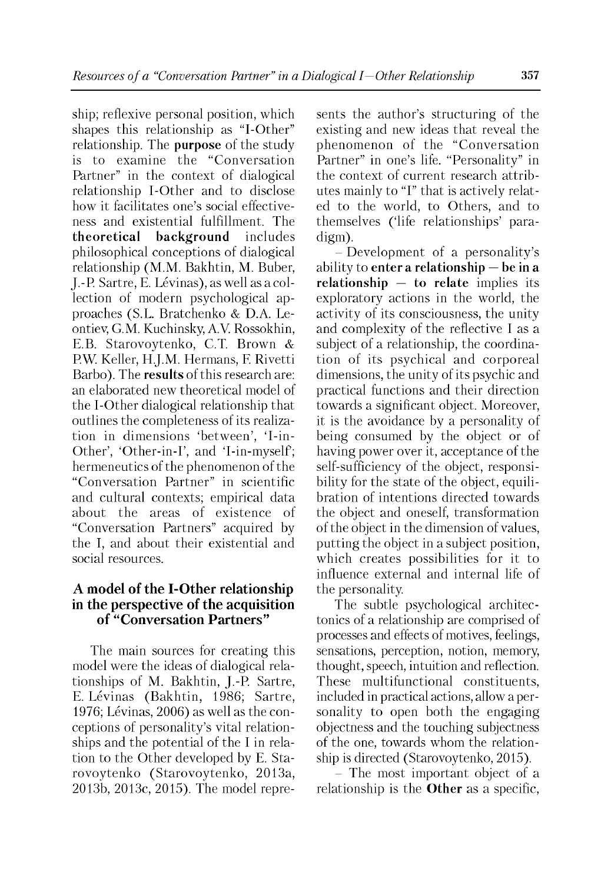ship; reflexive personal position, which shapes this relationship as "I-Other" relationship. The **purpose** of the study is to examine the "Conversation Partner" in the context of dialogical relationship I-Other and to disclose how it facilitates one's social effectiveness and existential fulfillment. The **theoretical background** includes philosophical conceptions of dialogical relationship (M.M. Bakhtin, M. Buber, J.-P. Sartre, E. Lévinas), as well as a collection of modern psychological approaches (S.L. Bratchenko & D.A. Leontiev, G.M. Kuchinsky, A.V. Rossokhin, E.B. Starovoytenko, C.T. Brown & P.W. Keller, H.J.M. Hermans, F. Rivetti Barbo). The **results** of this research are: an elaborated new theoretical model of the I-Other dialogical relationship that outlines the completeness of its realization in dimensions 'between', 'I-in-Other', 'Other-in-I', and 'I-in-myself'; hermeneutics of the phenomenon of the "Conversation Partner" in scientific and cultural contexts; empirical data about the areas of existence of "Conversation Partners" acquired by the I, and about their existential and social resources.

## A model of the I-Other relationship in the perspective of the acquisition of "Conversation Partners"

The main sources for creating this model were the ideas of dialogical relationships of M. Bakhtin, J.-P. Sartre, E. Lévinas (Bakhtin, 1986; Sartre, 1976; Lévinas, 2006) as well as the conceptions of personality's vital relationships and the potential of the I in relation to the Other developed by E. Starovoytenko (Starovoytenko, 2013a, 2013b, 2013c, 2015). The model represents the author's structuring of the existing and new ideas that reveal the phenomenon of the "Conversation Partner" in one's life. "Personality" in the context of current research attributes mainly to "I" that is actively related to the world, to Others, and to themselves ('life relationships' paradigm).

– Development of a personality's ability to **enter a relationship – be in a relationship – to relate** implies its exploratory actions in the world, the activity of its consciousness, the unity and complexity of the reflective I as a subject of a relationship, the coordination of its psychical and corporeal dimensions, the unity of its psychic and practical functions and their direction towards a significant object. Moreover, it is the avoidance by a personality of being consumed by the object or of having power over it, acceptance of the self-sufficiency of the object, responsibility for the state of the object, equilibration of intentions directed towards the object and oneself, transformation of the object in the dimension of values, putting the object in a subject position, which creates possibilities for it to influence external and internal life of the personality.

The subtle psychological architectonics of a relationship are comprised of processes and effects of motives, feelings, sensations, perception, notion, memory, thought, speech, intuition and reflection. These multifunctional constituents, included in practical actions, allow a personality to open both the engaging objectness and the touching subjectness of the one, towards whom the relationship is directed (Starovoytenko, 2015).

– The most important object of a relationship is the **Other** as a specific,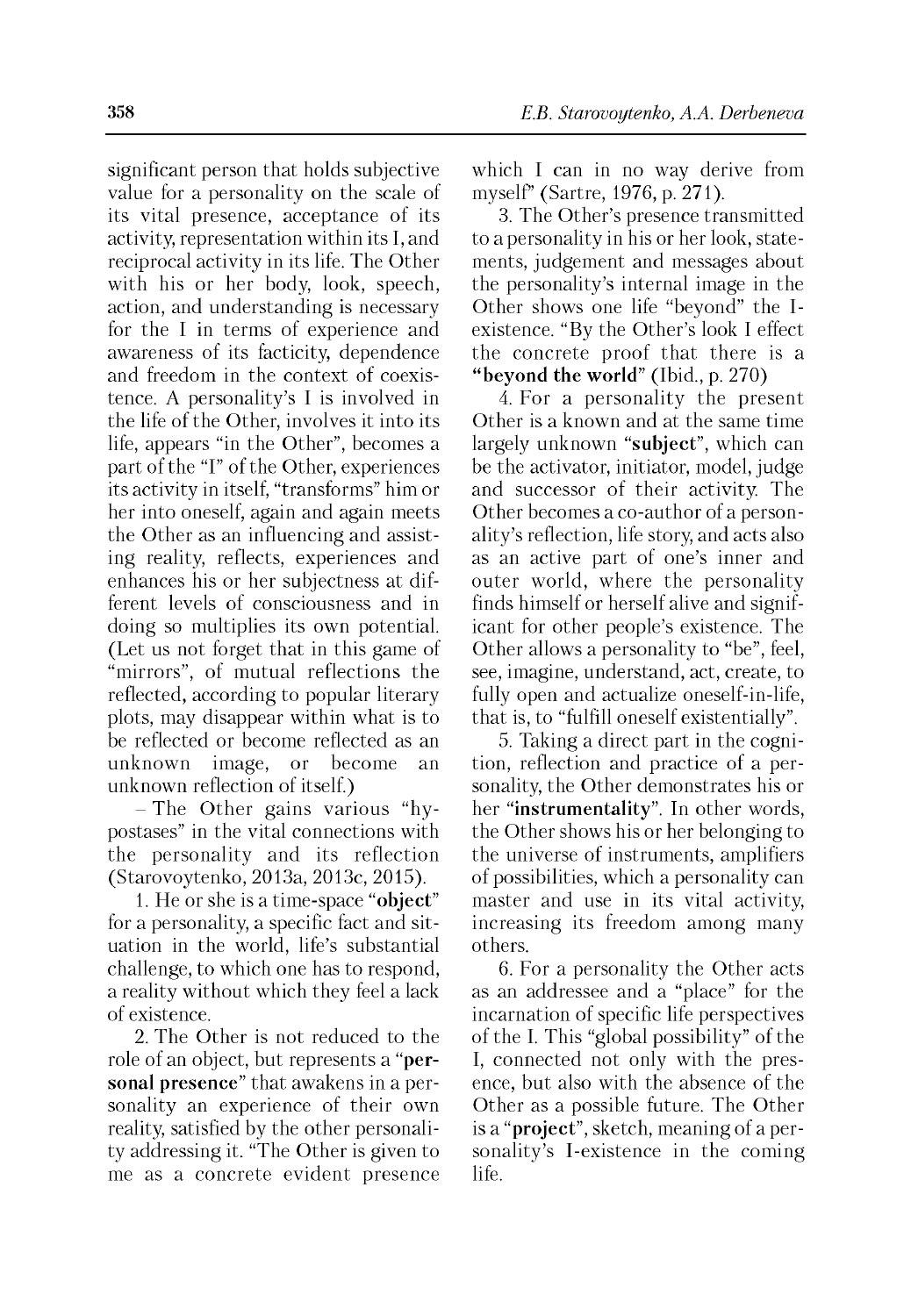significant person that holds subjective value for a personality on the scale of its vital presence, acceptance of its activity, representation within its I, and reciprocal activity in its life. The Other with his or her body, look, speech, action, and understanding is necessary for the I in terms of experience and awareness of its facticity, dependence and freedom in the context of coexistence. A personality's I is involved in the life of the Other, involves it into its life, appears "in the Other", becomes a part of the "I" of the Other, experiences its activity in itself, "transforms" him or her into oneself, again and again meets the Other as an influencing and assisting reality, reflects, experiences and enhances his or her subjectness at different levels of consciousness and in doing so multiplies its own potential. (Let us not forget that in this game of "mirrors", of mutual reflections the reflected, according to popular literary plots, may disappear within what is to be reflected or become reflected as an unknown image, or become an unknown reflection of itself.)

– The Other gains various "hypostases" in the vital connections with the personality and its reflection (Starovoytenko, 2013a, 2013c, 2015).

1. He or she is a time-space "**object**" for a personality, a specific fact and situation in the world, life's substantial challenge, to which one has to respond, a reality without which they feel a lack of existence.

2. The Other is not reduced to the role of an object, but represents a "**personal presence**" that awakens in a personality an experience of their own reality, satisfied by the other personality addressing it. "The Other is given to me as a concrete evident presence which I can in no way derive from myself" (Sartre, 1976, p. 271).

3. The Other's presence transmitted to a personality in his or her look, statements, judgement and messages about the personality's internal image in the Other shows one life "beyond" the I-existence. "By the Other's look I effect the concrete proof that there is a **"beyond the world"** (Ibid., p. 270)

4. For a personality the present Other is a known and at the same time largely unknown "**subject**", which can be the activator, initiator, model, judge and successor of their activity. The Other becomes a co-author of a personality's reflection, life story, and acts also as an active part of one's inner and outer world, where the personality finds himself or herself alive and significant for other people's existence. The Other allows a personality to "be", feel, see, imagine, understand, act, create, to fully open and actualize oneself-in-life, that is, to "fulfill oneself existentially".

5. Taking a direct part in the cognition, reflection and practice of a personality, the Other demonstrates his or her "**instrumentality**". In other words, the Other shows his or her belonging to the universe of instruments, amplifiers of possibilities, which a personality can master and use in its vital activity, increasing its freedom among many others.

6. For a personality the Other acts as an addressee and a "place" for the incarnation of specific life perspectives of the I. This "global possibility" of the I, connected not only with the presence, but also with the absence of the Other as a possible future. The Other is a "**project**", sketch, meaning of a personality's I-existence in the coming life.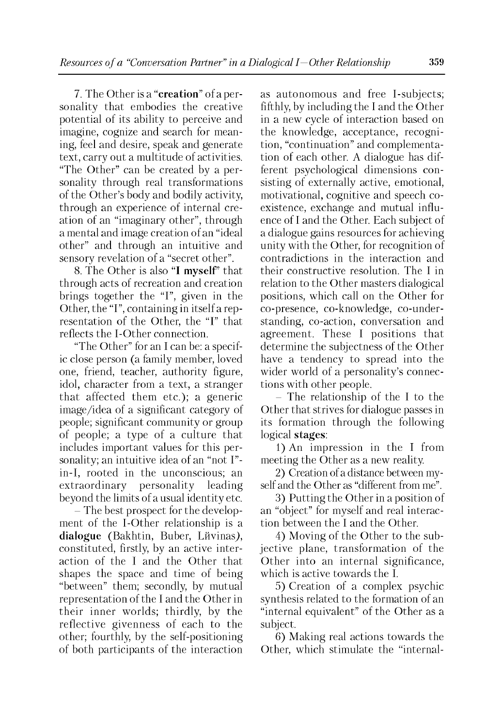7. The Other is a "**creation**" of a personality that embodies the creative potential of its ability to perceive and imagine, cognize and search for meaning, feel and desire, speak and generate text, carry out a multitude of activities. "The Other" can be created by a personality through real transformations of the Other's body and bodily activity, through an experience of internal creation of an "imaginary other", through a mental and image creation of an "ideal other" and through an intuitive and sensory revelation of a "secret other".

8. The Other is also "**I myself**" that through acts of recreation and creation brings together the "I", given in the Other, the "I", containing in itself a representation of the Other, the "I" that reflects the I-Other connection.

"The Other" for an I can be: a specific close person (a family member, loved one, friend, teacher, authority figure, idol, character from a text, a stranger that affected them etc.); a generic image/idea of a significant category of people; significant community or group of people; a type of a culture that includes important values for this personality; an intuitive idea of an "not I"-in-I, rooted in the unconscious; an extraordinary personality leading beyond the limits of a usual identity etc.

– The best prospect for the development of the I-Other relationship is a **dialogue** (Bakhtin, Buber, Lйvinas), constituted, firstly, by an active interaction of the I and the Other that shapes the space and time of being "between" them; secondly, by mutual representation of the I and the Other in their inner worlds; thirdly, by the reflective givenness of each to the other; fourthly, by the self-positioning of both participants of the interaction as autonomous and free I-subjects; fifthly, by including the I and the Other in a new cycle of interaction based on the knowledge, acceptance, recognition, "continuation" and complementation of each other. A dialogue has different psychological dimensions consisting of externally active, emotional, motivational, cognitive and speech coexistence, exchange and mutual influence of I and the Other. Each subject of a dialogue gains resources for achieving unity with the Other, for recognition of contradictions in the interaction and their constructive resolution. The I in relation to the Other masters dialogical positions, which call on the Other for co-presence, co-knowledge, co-understanding, co-action, conversation and agreement. These I positions that determine the subjectness of the Other have a tendency to spread into the wider world of a personality's connections with other people.

– The relationship of the I to the Other that strives for dialogue passes in its formation through the following logical **stages**:

1) An impression in the I from meeting the Other as a new reality.

2) Creation of a distance between myself and the Other as "different from me".

3) Putting the Other in a position of an "object" for myself and real interaction between the I and the Other.

4) Moving of the Other to the subjective plane, transformation of the Other into an internal significance, which is active towards the I.

5) Creation of a complex psychic synthesis related to the formation of an "internal equivalent" of the Other as a subject.

6) Making real actions towards the Other, which stimulate the "internal-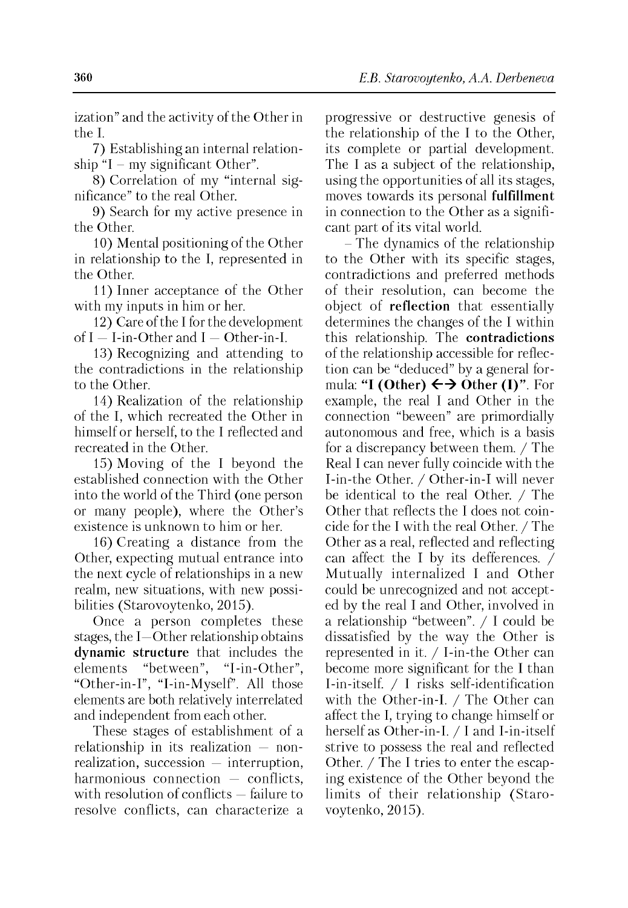ization" and the activity of the Other in the I.

7) Establishing an internal relationship "I – my significant Other".

8) Correlation of my "internal significance" to the real Other.

9) Search for my active presence in the Other.

10) Mental positioning of the Other in relationship to the I, represented in the Other.

11) Inner acceptance of the Other with my inputs in him or her.

12) Care of the I for the development of I — I-in-Other and I — Other-in-I.

13) Recognizing and attending to the contradictions in the relationship to the Other.

14) Realization of the relationship of the I, which recreated the Other in himself or herself, to the I reflected and recreated in the Other.

15) Moving of the I beyond the established connection with the Other into the world of the Third (one person or many people), where the Other's existence is unknown to him or her.

16) Creating a distance from the Other, expecting mutual entrance into the next cycle of relationships in a new realm, new situations, with new possibilities (Starovoytenko, 2015).

Once a person completes these stages, the I—Other relationship obtains **dynamic structure** that includes the elements "between", "I-in-Other", "Other-in-I", "I-in-Myself". All those elements are both relatively interrelated and independent from each other.

These stages of establishment of a relationship in its realization — non-realization, succession — interruption, harmonious connection — conflicts, with resolution of conflicts — failure to resolve conflicts, can characterize a progressive or destructive genesis of the relationship of the I to the Other, its complete or partial development. The I as a subject of the relationship, using the opportunities of all its stages, moves towards its personal **fulfillment** in connection to the Other as a significant part of its vital world.

– The dynamics of the relationship to the Other with its specific stages, contradictions and preferred methods of their resolution, can become the object of **reflection** that essentially determines the changes of the I within this relationship. The **contradictions** of the relationship accessible for reflection can be "deduced" by a general formula: **"I (Other) ←→ Other (I)"**. For example, the real I and Other in the connection "beween" are primordially autonomous and free, which is a basis for a discrepancy between them. / The Real I can never fully coincide with the I-in-the Other. / Other-in-I will never be identical to the real Other. / The Other that reflects the I does not coincide for the I with the real Other. / The Other as a real, reflected and reflecting can affect the I by its defferences. / Mutually internalized I and Other could be unrecognized and not accepted by the real I and Other, involved in a relationship "between". / I could be dissatisfied by the way the Other is represented in it. / I-in-the Other can become more significant for the I than I-in-itself. / I risks self-identification with the Other-in-I. / The Other can affect the I, trying to change himself or herself as Other-in-I. / I and I-in-itself strive to possess the real and reflected Other. / The I tries to enter the escaping existence of the Other beyond the limits of their relationship (Starovoytenko, 2015).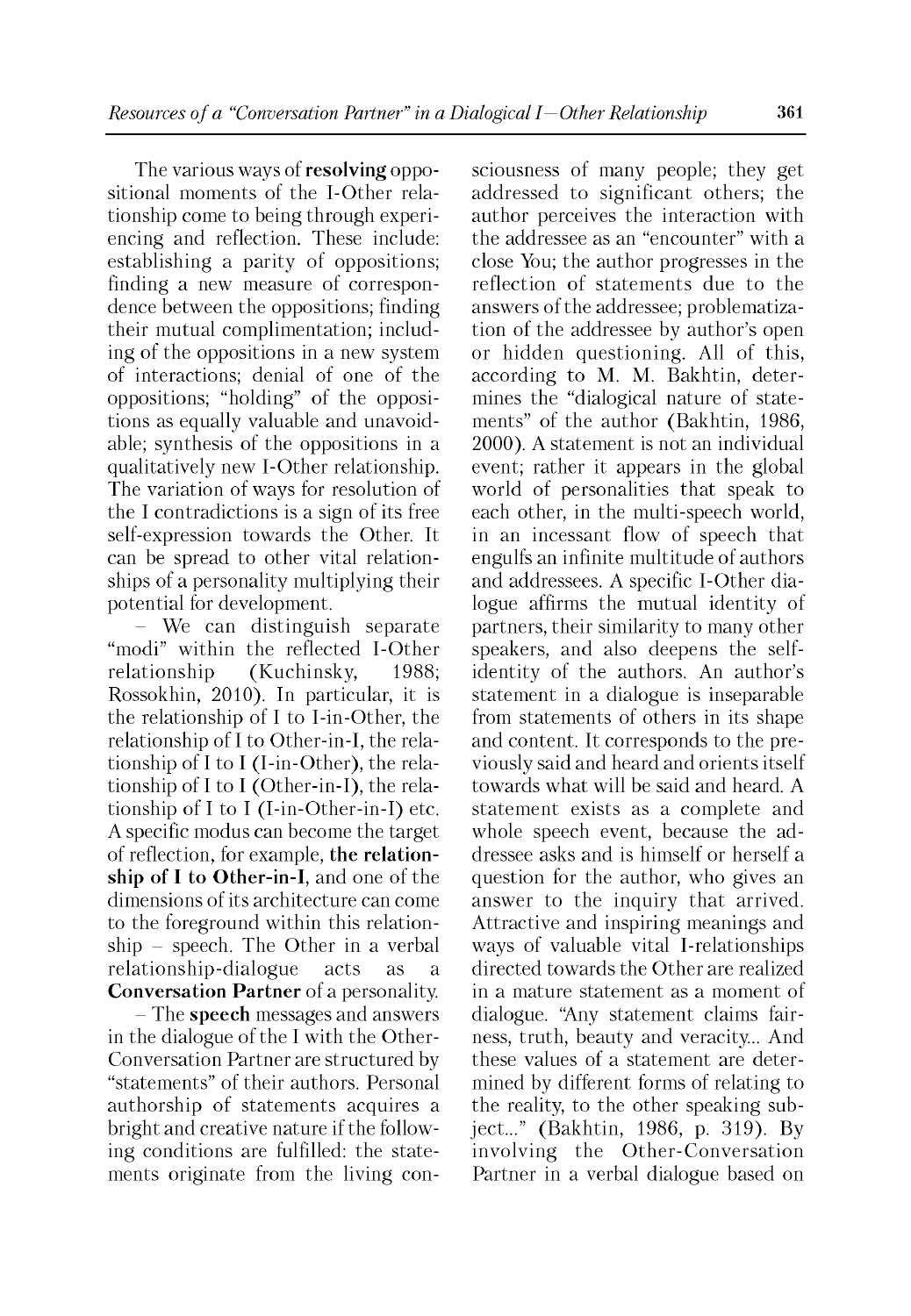The various ways of **resolving** oppositional moments of the I-Other relationship come to being through experiencing and reflection. These include: establishing a parity of oppositions; finding a new measure of correspondence between the oppositions; finding their mutual complimentation; including of the oppositions in a new system of interactions; denial of one of the oppositions; "holding" of the oppositions as equally valuable and unavoidable; synthesis of the oppositions in a qualitatively new I-Other relationship. The variation of ways for resolution of the I contradictions is a sign of its free self-expression towards the Other. It can be spread to other vital relationships of a personality multiplying their potential for development.

– We can distinguish separate "modi" within the reflected I-Other relationship (Kuchinsky, 1988; Rossokhin, 2010). In particular, it is the relationship of I to I-in-Other, the relationship of I to Other-in-I, the relationship of I to I (I-in-Other), the relationship of I to I (Other-in-I), the relationship of I to I (I-in-Other-in-I) etc. A specific modus can become the target of reflection, for example, **the relationship of I to Other-in-I**, and one of the dimensions of its architecture can come to the foreground within this relationship – speech. The Other in a verbal relationship-dialogue acts as a **Conversation Partner** of a personality.

– The **speech** messages and answers in the dialogue of the I with the Other-Conversation Partner are structured by "statements" of their authors. Personal authorship of statements acquires a bright and creative nature if the following conditions are fulfilled: the statements originate from the living consciousness of many people; they get addressed to significant others; the author perceives the interaction with the addressee as an "encounter" with a close You; the author progresses in the reflection of statements due to the answers of the addressee; problematization of the addressee by author's open or hidden questioning. All of this, according to M. M. Bakhtin, determines the "dialogical nature of statements" of the author (Bakhtin, 1986, 2000). A statement is not an individual event; rather it appears in the global world of personalities that speak to each other, in the multi-speech world, in an incessant flow of speech that engulfs an infinite multitude of authors and addressees. A specific I-Other dialogue affirms the mutual identity of partners, their similarity to many other speakers, and also deepens the self-identity of the authors. An author's statement in a dialogue is inseparable from statements of others in its shape and content. It corresponds to the previously said and heard and orients itself towards what will be said and heard. A statement exists as a complete and whole speech event, because the addressee asks and is himself or herself a question for the author, who gives an answer to the inquiry that arrived. Attractive and inspiring meanings and ways of valuable vital I-relationships directed towards the Other are realized in a mature statement as a moment of dialogue. "Any statement claims fairness, truth, beauty and veracity... And these values of a statement are determined by different forms of relating to the reality, to the other speaking subject..." (Bakhtin, 1986, p. 319). By involving the Other-Conversation Partner in a verbal dialogue based on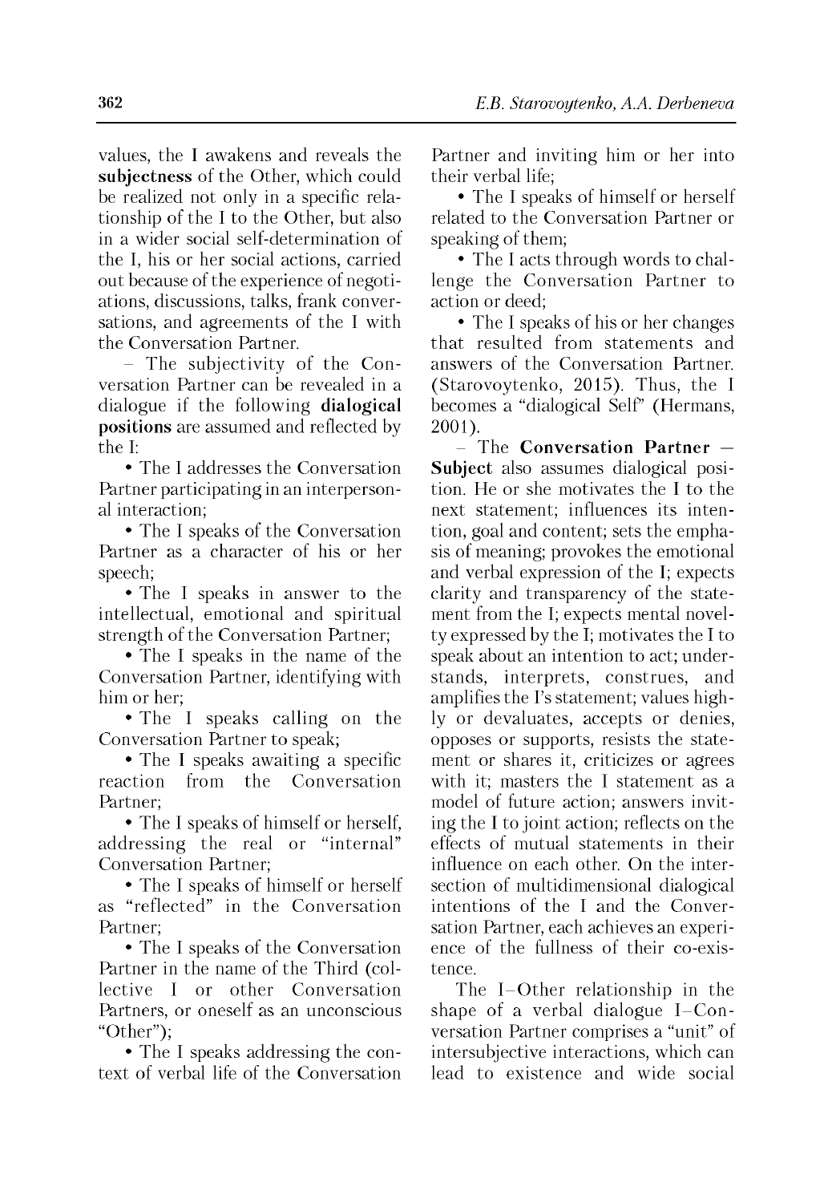values, the I awakens and reveals the **subjectness** of the Other, which could be realized not only in a specific relationship of the I to the Other, but also in a wider social self-determination of the I, his or her social actions, carried out because of the experience of negotiations, discussions, talks, frank conversations, and agreements of the I with the Conversation Partner.

– The subjectivity of the Conversation Partner can be revealed in a dialogue if the following **dialogical positions** are assumed and reflected by the I:

- The I addresses the Conversation Partner participating in an interpersonal interaction;
- The I speaks of the Conversation Partner as a character of his or her speech;
- The I speaks in answer to the intellectual, emotional and spiritual strength of the Conversation Partner;
- The I speaks in the name of the Conversation Partner, identifying with him or her;
- The I speaks calling on the Conversation Partner to speak;
- The I speaks awaiting a specific reaction from the Conversation Partner;
- The I speaks of himself or herself, addressing the real or "internal" Conversation Partner;
- The I speaks of himself or herself as "reflected" in the Conversation Partner;
- The I speaks of the Conversation Partner in the name of the Third (collective I or other Conversation Partners, or oneself as an unconscious "Other");
- The I speaks addressing the context of verbal life of the Conversation Partner and inviting him or her into their verbal life;
- The I speaks of himself or herself related to the Conversation Partner or speaking of them;
- The I acts through words to challenge the Conversation Partner to action or deed;
- The I speaks of his or her changes that resulted from statements and answers of the Conversation Partner. (Starovoytenko, 2015). Thus, the I becomes a "dialogical Self" (Hermans, 2001).

– The **Conversation Partner – Subject** also assumes dialogical position. He or she motivates the I to the next statement; influences its intention, goal and content; sets the emphasis of meaning; provokes the emotional and verbal expression of the I; expects clarity and transparency of the statement from the I; expects mental novelty expressed by the I; motivates the I to speak about an intention to act; understands, interprets, construes, and amplifies the I's statement; values highly or devaluates, accepts or denies, opposes or supports, resists the statement or shares it, criticizes or agrees with it; masters the I statement as a model of future action; answers inviting the I to joint action; reflects on the effects of mutual statements in their influence on each other. On the intersection of multidimensional dialogical intentions of the I and the Conversation Partner, each achieves an experience of the fullness of their co-existence.

The I–Other relationship in the shape of a verbal dialogue I–Conversation Partner comprises a "unit" of intersubjective interactions, which can lead to existence and wide social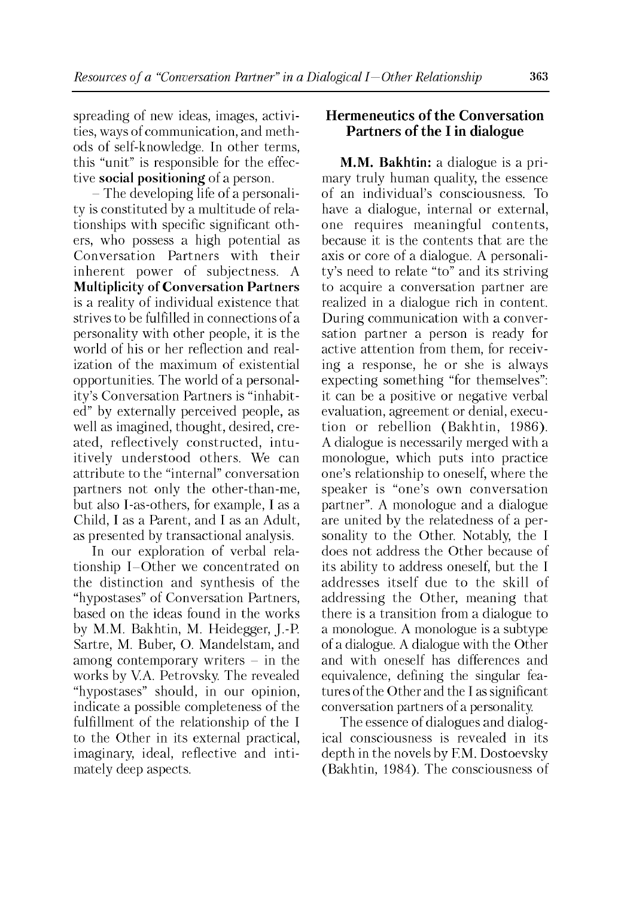spreading of new ideas, images, activities, ways of communication, and methods of self-knowledge. In other terms, this "unit" is responsible for the effective **social positioning** of a person.

– The developing life of a personality is constituted by a multitude of relationships with specific significant others, who possess a high potential as Conversation Partners with their inherent power of subjectness. A **Multiplicity of Conversation Partners** is a reality of individual existence that strives to be fulfilled in connections of a personality with other people, it is the world of his or her reflection and realization of the maximum of existential opportunities. The world of a personality's Conversation Partners is "inhabited" by externally perceived people, as well as imagined, thought, desired, created, reflectively constructed, intuitively understood others. We can attribute to the "internal" conversation partners not only the other-than-me, but also I-as-others, for example, I as a Child, I as a Parent, and I as an Adult, as presented by transactional analysis.

In our exploration of verbal relationship I–Other we concentrated on the distinction and synthesis of the "hypostases" of Conversation Partners, based on the ideas found in the works by M.M. Bakhtin, M. Heidegger, J.-P. Sartre, M. Buber, O. Mandelstam, and among contemporary writers – in the works by V.A. Petrovsky. The revealed "hypostases" should, in our opinion, indicate a possible completeness of the fulfillment of the relationship of the I to the Other in its external practical, imaginary, ideal, reflective and intimately deep aspects.

## Hermeneutics of the Conversation Partners of the I in dialogue

**M.M. Bakhtin:** a dialogue is a primary truly human quality, the essence of an individual's consciousness. To have a dialogue, internal or external, one requires meaningful contents, because it is the contents that are the axis or core of a dialogue. A personality's need to relate "to" and its striving to acquire a conversation partner are realized in a dialogue rich in content. During communication with a conversation partner a person is ready for active attention from them, for receiving a response, he or she is always expecting something "for themselves": it can be a positive or negative verbal evaluation, agreement or denial, execution or rebellion (Bakhtin, 1986). A dialogue is necessarily merged with a monologue, which puts into practice one's relationship to oneself, where the speaker is "one's own conversation partner". A monologue and a dialogue are united by the relatedness of a personality to the Other. Notably, the I does not address the Other because of its ability to address oneself, but the I addresses itself due to the skill of addressing the Other, meaning that there is a transition from a dialogue to a monologue. A monologue is a subtype of a dialogue. A dialogue with the Other and with oneself has differences and equivalence, defining the singular features of the Other and the I as significant conversation partners of a personality.

The essence of dialogues and dialogical consciousness is revealed in its depth in the novels by F.M. Dostoevsky (Bakhtin, 1984). The consciousness of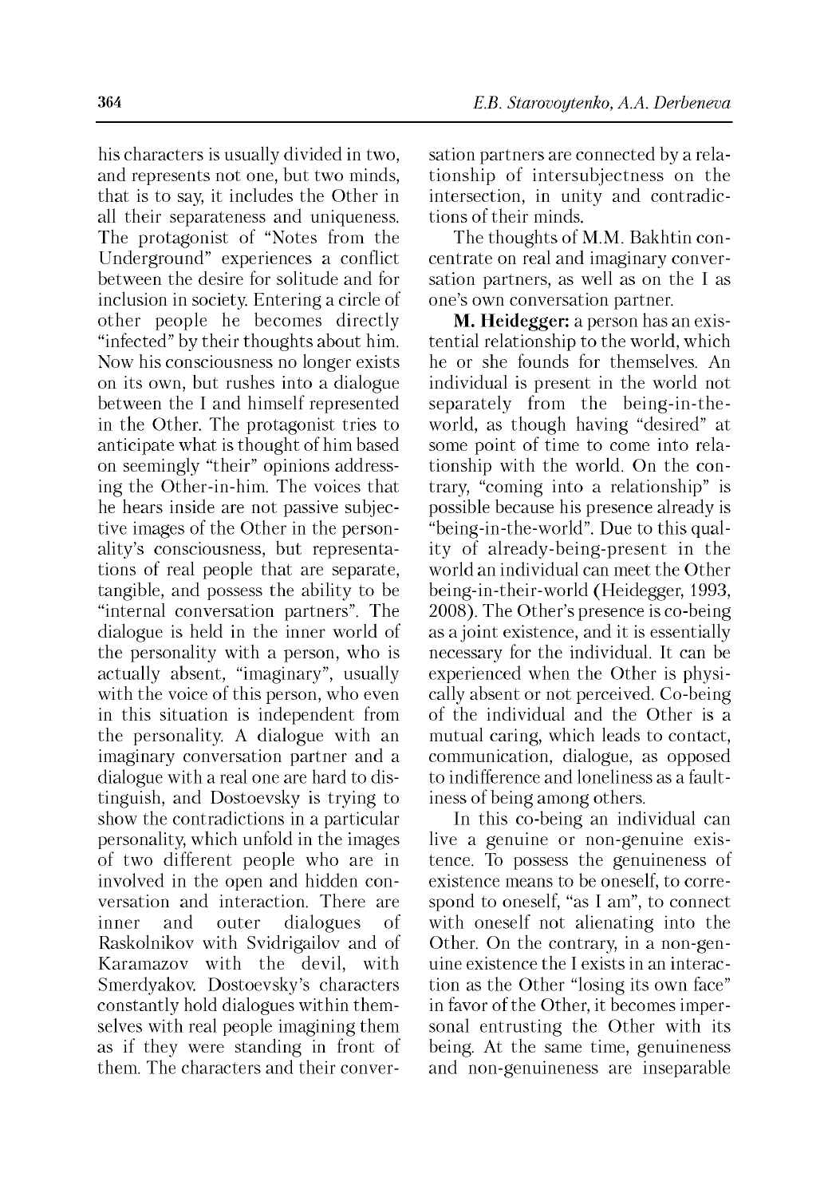his characters is usually divided in two, and represents not one, but two minds, that is to say, it includes the Other in all their separateness and uniqueness. The protagonist of "Notes from the Underground" experiences a conflict between the desire for solitude and for inclusion in society. Entering a circle of other people he becomes directly "infected" by their thoughts about him. Now his consciousness no longer exists on its own, but rushes into a dialogue between the I and himself represented in the Other. The protagonist tries to anticipate what is thought of him based on seemingly "their" opinions addressing the Other-in-him. The voices that he hears inside are not passive subjective images of the Other in the personality's consciousness, but representations of real people that are separate, tangible, and possess the ability to be "internal conversation partners". The dialogue is held in the inner world of the personality with a person, who is actually absent, "imaginary", usually with the voice of this person, who even in this situation is independent from the personality. A dialogue with an imaginary conversation partner and a dialogue with a real one are hard to distinguish, and Dostoevsky is trying to show the contradictions in a particular personality, which unfold in the images of two different people who are in involved in the open and hidden conversation and interaction. There are inner and outer dialogues of Raskolnikov with Svidrigailov and of Karamazov with the devil, with Smerdyakov. Dostoevsky's characters constantly hold dialogues within themselves with real people imagining them as if they were standing in front of them. The characters and their conversation partners are connected by a relationship of intersubjectness on the intersection, in unity and contradictions of their minds.

The thoughts of M.M. Bakhtin concentrate on real and imaginary conversation partners, as well as on the I as one's own conversation partner.

**M. Heidegger:** a person has an existential relationship to the world, which he or she founds for themselves. An individual is present in the world not separately from the being-in-the-world, as though having "desired" at some point of time to come into relationship with the world. On the contrary, "coming into a relationship" is possible because his presence already is "being-in-the-world". Due to this quality of already-being-present in the world an individual can meet the Other being-in-their-world (Heidegger, 1993, 2008). The Other's presence is co-being as a joint existence, and it is essentially necessary for the individual. It can be experienced when the Other is physically absent or not perceived. Co-being of the individual and the Other is a mutual caring, which leads to contact, communication, dialogue, as opposed to indifference and loneliness as a faultiness of being among others.

In this co-being an individual can live a genuine or non-genuine existence. To possess the genuineness of existence means to be oneself, to correspond to oneself, "as I am", to connect with oneself not alienating into the Other. On the contrary, in a non-genuine existence the I exists in an interaction as the Other "losing its own face" in favor of the Other, it becomes impersonal entrusting the Other with its being. At the same time, genuineness and non-genuineness are inseparable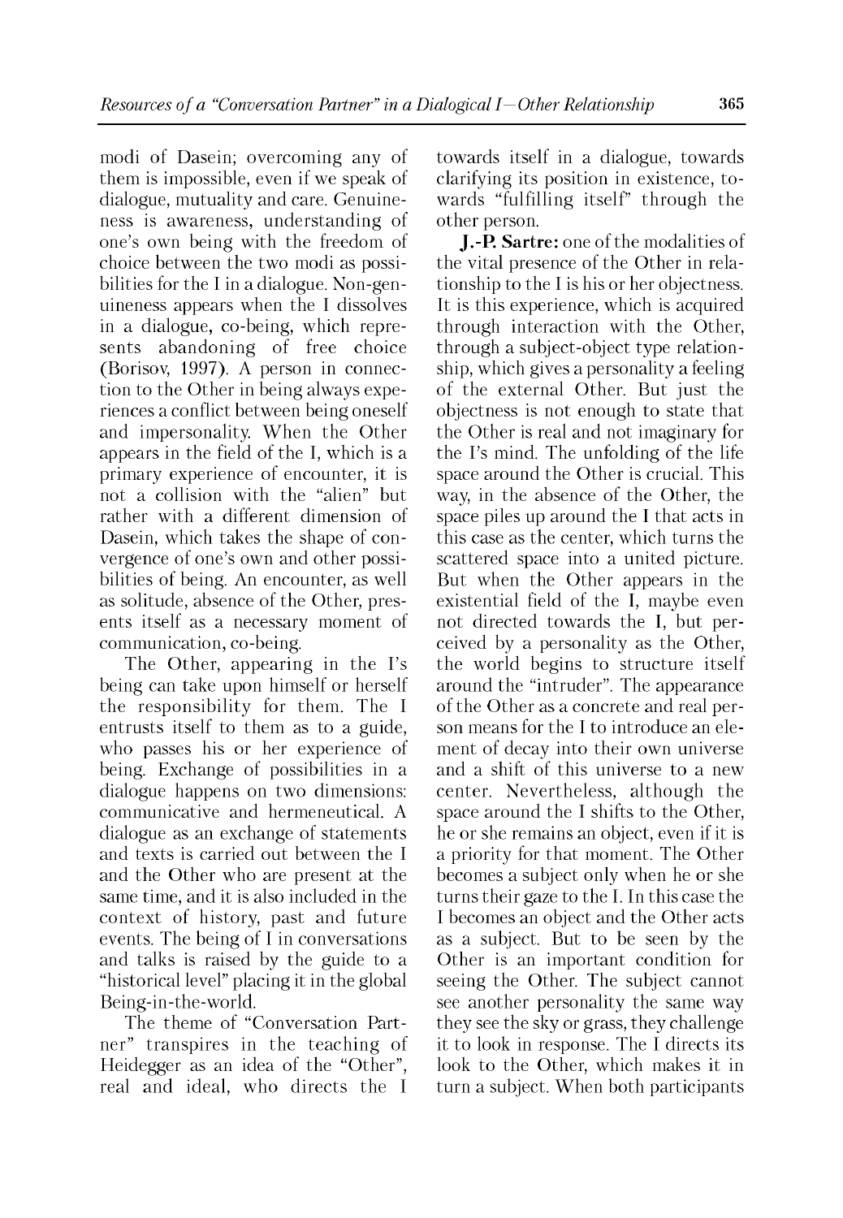modi of Dasein; overcoming any of them is impossible, even if we speak of dialogue, mutuality and care. Genuineness is awareness, understanding of one's own being with the freedom of choice between the two modi as possibilities for the I in a dialogue. Non-genuineness appears when the I dissolves in a dialogue, co-being, which represents abandoning of free choice (Borisov, 1997). A person in connection to the Other in being always experiences a conflict between being oneself and impersonality. When the Other appears in the field of the I, which is a primary experience of encounter, it is not a collision with the "alien" but rather with a different dimension of Dasein, which takes the shape of convergence of one's own and other possibilities of being. An encounter, as well as solitude, absence of the Other, presents itself as a necessary moment of communication, co-being.

The Other, appearing in the I's being can take upon himself or herself the responsibility for them. The I entrusts itself to them as to a guide, who passes his or her experience of being. Exchange of possibilities in a dialogue happens on two dimensions: communicative and hermeneutical. A dialogue as an exchange of statements and texts is carried out between the I and the Other who are present at the same time, and it is also included in the context of history, past and future events. The being of I in conversations and talks is raised by the guide to a "historical level" placing it in the global Being-in-the-world.

The theme of "Conversation Partner" transpires in the teaching of Heidegger as an idea of the "Other", real and ideal, who directs the I towards itself in a dialogue, towards clarifying its position in existence, towards "fulfilling itself" through the other person.

**J.-P. Sartre:** one of the modalities of the vital presence of the Other in relationship to the I is his or her objectness. It is this experience, which is acquired through interaction with the Other, through a subject-object type relationship, which gives a personality a feeling of the external Other. But just the objectness is not enough to state that the Other is real and not imaginary for the I's mind. The unfolding of the life space around the Other is crucial. This way, in the absence of the Other, the space piles up around the I that acts in this case as the center, which turns the scattered space into a united picture. But when the Other appears in the existential field of the I, maybe even not directed towards the I, but perceived by a personality as the Other, the world begins to structure itself around the "intruder". The appearance of the Other as a concrete and real person means for the I to introduce an element of decay into their own universe and a shift of this universe to a new center. Nevertheless, although the space around the I shifts to the Other, he or she remains an object, even if it is a priority for that moment. The Other becomes a subject only when he or she turns their gaze to the I. In this case the I becomes an object and the Other acts as a subject. But to be seen by the Other is an important condition for seeing the Other. The subject cannot see another personality the same way they see the sky or grass, they challenge it to look in response. The I directs its look to the Other, which makes it in turn a subject. When both participants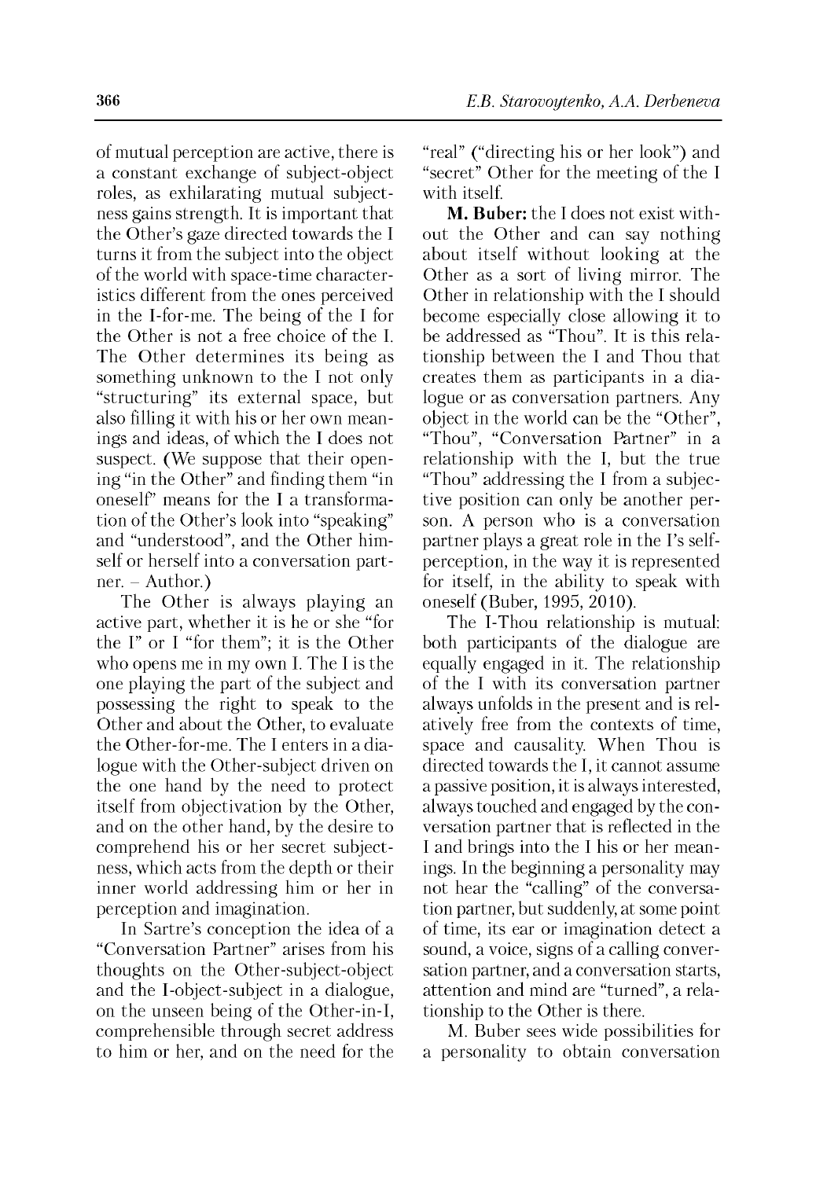of mutual perception are active, there is a constant exchange of subject-object roles, as exhilarating mutual subjectness gains strength. It is important that the Other's gaze directed towards the I turns it from the subject into the object of the world with space-time characteristics different from the ones perceived in the I-for-me. The being of the I for the Other is not a free choice of the I. The Other determines its being as something unknown to the I not only "structuring" its external space, but also filling it with his or her own meanings and ideas, of which the I does not suspect. (We suppose that their opening "in the Other" and finding them "in oneself" means for the I a transformation of the Other's look into "speaking" and "understood", and the Other himself or herself into a conversation partner. – Author.)

The Other is always playing an active part, whether it is he or she "for the I" or I "for them"; it is the Other who opens me in my own I. The I is the one playing the part of the subject and possessing the right to speak to the Other and about the Other, to evaluate the Other-for-me. The I enters in a dialogue with the Other-subject driven on the one hand by the need to protect itself from objectivation by the Other, and on the other hand, by the desire to comprehend his or her secret subjectness, which acts from the depth or their inner world addressing him or her in perception and imagination.

In Sartre's conception the idea of a "Conversation Partner" arises from his thoughts on the Other-subject-object and the I-object-subject in a dialogue, on the unseen being of the Other-in-I, comprehensible through secret address to him or her, and on the need for the "real" ("directing his or her look") and "secret" Other for the meeting of the I with itself.

**M. Buber:** the I does not exist without the Other and can say nothing about itself without looking at the Other as a sort of living mirror. The Other in relationship with the I should become especially close allowing it to be addressed as "Thou". It is this relationship between the I and Thou that creates them as participants in a dialogue or as conversation partners. Any object in the world can be the "Other", "Thou", "Conversation Partner" in a relationship with the I, but the true "Thou" addressing the I from a subjective position can only be another person. A person who is a conversation partner plays a great role in the I's self-perception, in the way it is represented for itself, in the ability to speak with oneself (Buber, 1995, 2010).

The I-Thou relationship is mutual: both participants of the dialogue are equally engaged in it. The relationship of the I with its conversation partner always unfolds in the present and is relatively free from the contexts of time, space and causality. When Thou is directed towards the I, it cannot assume a passive position, it is always interested, always touched and engaged by the conversation partner that is reflected in the I and brings into the I his or her meanings. In the beginning a personality may not hear the "calling" of the conversation partner, but suddenly, at some point of time, its ear or imagination detect a sound, a voice, signs of a calling conversation partner, and a conversation starts, attention and mind are "turned", a relationship to the Other is there.

M. Buber sees wide possibilities for a personality to obtain conversation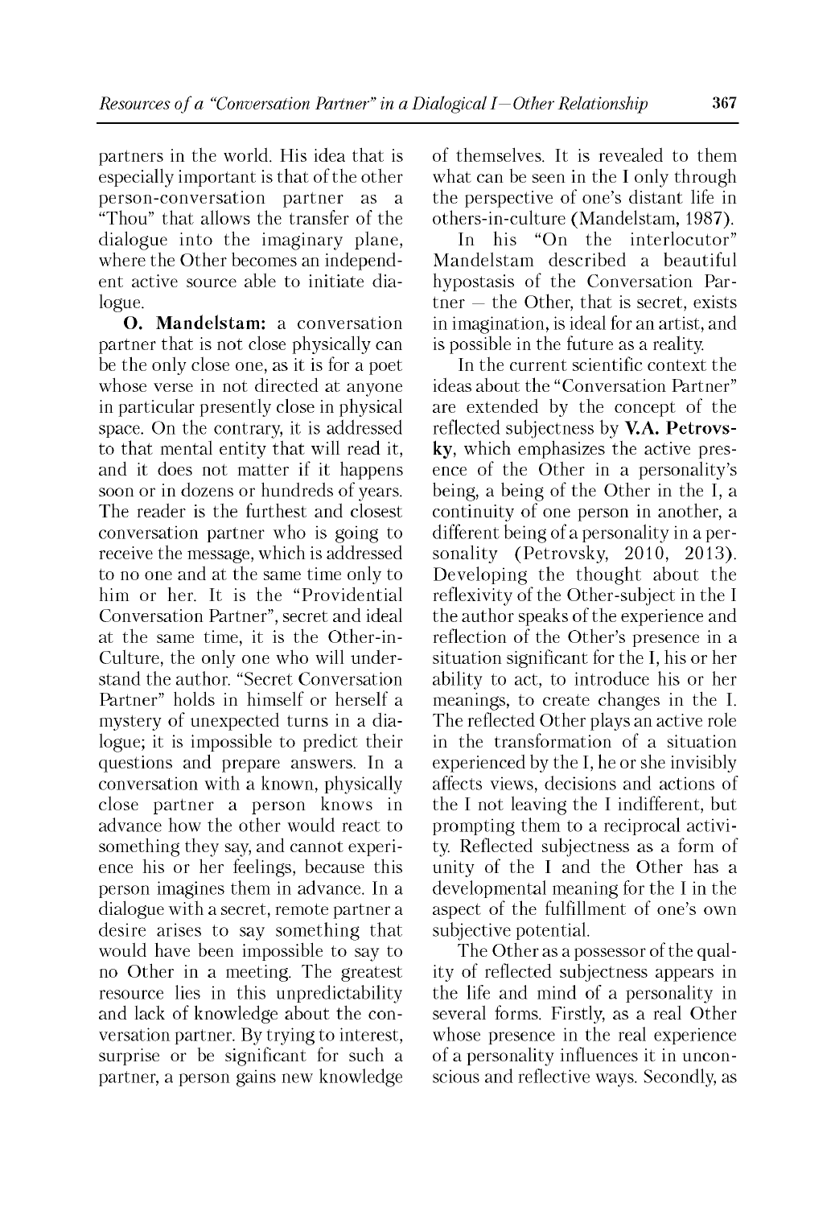partners in the world. His idea that is especially important is that of the other person-conversation partner as a "Thou" that allows the transfer of the dialogue into the imaginary plane, where the Other becomes an independent active source able to initiate dialogue.

**O. Mandelstam:** a conversation partner that is not close physically can be the only close one, as it is for a poet whose verse in not directed at anyone in particular presently close in physical space. On the contrary, it is addressed to that mental entity that will read it, and it does not matter if it happens soon or in dozens or hundreds of years. The reader is the furthest and closest conversation partner who is going to receive the message, which is addressed to no one and at the same time only to him or her. It is the "Providential Conversation Partner", secret and ideal at the same time, it is the Other-in-Culture, the only one who will understand the author. "Secret Conversation Partner" holds in himself or herself a mystery of unexpected turns in a dialogue; it is impossible to predict their questions and prepare answers. In a conversation with a known, physically close partner a person knows in advance how the other would react to something they say, and cannot experience his or her feelings, because this person imagines them in advance. In a dialogue with a secret, remote partner a desire arises to say something that would have been impossible to say to no Other in a meeting. The greatest resource lies in this unpredictability and lack of knowledge about the conversation partner. By trying to interest, surprise or be significant for such a partner, a person gains new knowledge of themselves. It is revealed to them what can be seen in the I only through the perspective of one's distant life in others-in-culture (Mandelstam, 1987).

In his "On the interlocutor" Mandelstam described a beautiful hypostasis of the Conversation Partner — the Other, that is secret, exists in imagination, is ideal for an artist, and is possible in the future as a reality.

In the current scientific context the ideas about the "Conversation Partner" are extended by the concept of the reflected subjectness by **V.A. Petrovsky**, which emphasizes the active presence of the Other in a personality's being, a being of the Other in the I, a continuity of one person in another, a different being of a personality in a personality (Petrovsky, 2010, 2013). Developing the thought about the reflexivity of the Other-subject in the I the author speaks of the experience and reflection of the Other's presence in a situation significant for the I, his or her ability to act, to introduce his or her meanings, to create changes in the I. The reflected Other plays an active role in the transformation of a situation experienced by the I, he or she invisibly affects views, decisions and actions of the I not leaving the I indifferent, but prompting them to a reciprocal activity. Reflected subjectness as a form of unity of the I and the Other has a developmental meaning for the I in the aspect of the fulfillment of one's own subjective potential.

The Other as a possessor of the quality of reflected subjectness appears in the life and mind of a personality in several forms. Firstly, as a real Other whose presence in the real experience of a personality influences it in unconscious and reflective ways. Secondly, as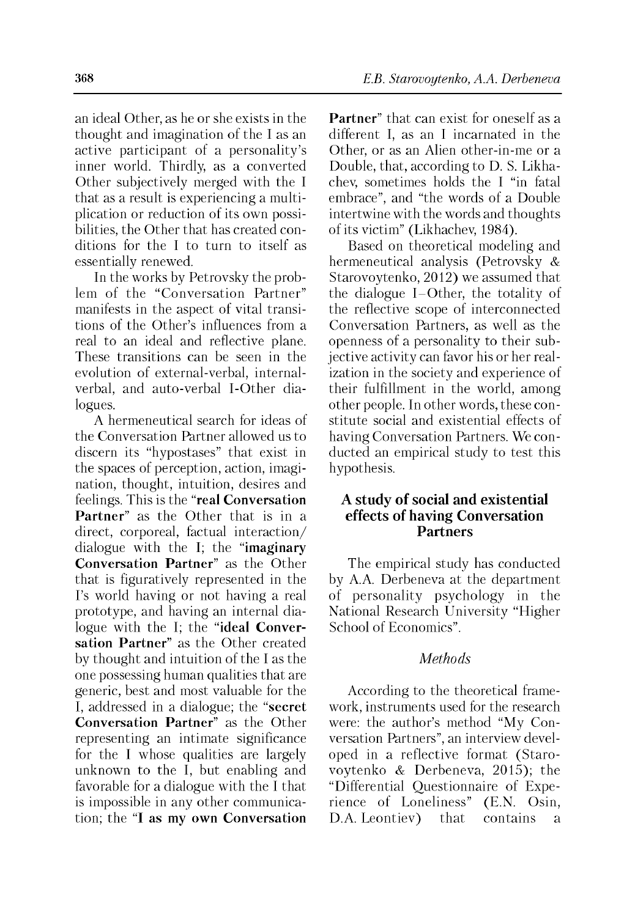an ideal Other, as he or she exists in the thought and imagination of the I as an active participant of a personality's inner world. Thirdly, as a converted Other subjectively merged with the I that as a result is experiencing a multiplication or reduction of its own possibilities, the Other that has created conditions for the I to turn to itself as essentially renewed.

In the works by Petrovsky the problem of the "Conversation Partner" manifests in the aspect of vital transitions of the Other's influences from a real to an ideal and reflective plane. These transitions can be seen in the evolution of external-verbal, internal-verbal, and auto-verbal I-Other dialogues.

A hermeneutical search for ideas of the Conversation Partner allowed us to discern its "hypostases" that exist in the spaces of perception, action, imagination, thought, intuition, desires and feelings. This is the "**real Conversation Partner**" as the Other that is in a direct, corporeal, factual interaction/dialogue with the I; the "**imaginary Conversation Partner**" as the Other that is figuratively represented in the I's world having or not having a real prototype, and having an internal dialogue with the I; the "**ideal Conversation Partner**" as the Other created by thought and intuition of the I as the one possessing human qualities that are generic, best and most valuable for the I, addressed in a dialogue; the "**secret Conversation Partner**" as the Other representing an intimate significance for the I whose qualities are largely unknown to the I, but enabling and favorable for a dialogue with the I that is impossible in any other communication; the "**I as my own Conversation Partner**" that can exist for oneself as a different I, as an I incarnated in the Other, or as an Alien other-in-me or a Double, that, according to D. S. Likhachev, sometimes holds the I "in fatal embrace", and "the words of a Double intertwine with the words and thoughts of its victim" (Likhachev, 1984).

Based on theoretical modeling and hermeneutical analysis (Petrovsky & Starovoytenko, 2012) we assumed that the dialogue I–Other, the totality of the reflective scope of interconnected Conversation Partners, as well as the openness of a personality to their subjective activity can favor his or her realization in the society and experience of their fulfillment in the world, among other people. In other words, these constitute social and existential effects of having Conversation Partners. We conducted an empirical study to test this hypothesis.

## A study of social and existential effects of having Conversation Partners

The empirical study has conducted by A.A. Derbeneva at the department of personality psychology in the National Research University "Higher School of Economics".

### *Methods*

According to the theoretical framework, instruments used for the research were: the author's method "My Conversation Partners", an interview developed in a reflective format (Starovoytenko & Derbeneva, 2015); the "Differential Questionnaire of Experience of Loneliness" (E.N. Osin, D.A. Leontiev) that contains a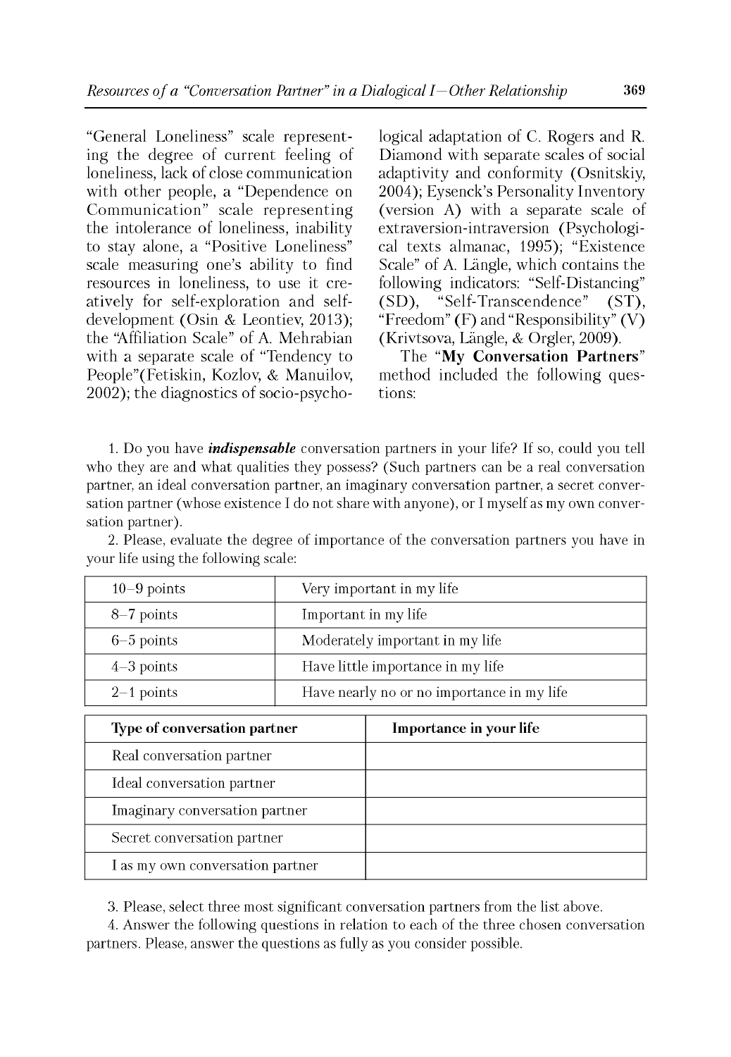"General Loneliness" scale representing the degree of current feeling of loneliness, lack of close communication with other people, a "Dependence on Communication" scale representing the intolerance of loneliness, inability to stay alone, a "Positive Loneliness" scale measuring one's ability to find resources in loneliness, to use it creatively for self-exploration and self-development (Osin & Leontiev, 2013); the "Affiliation Scale" of A. Mehrabian with a separate scale of "Tendency to People"(Fetiskin, Kozlov, & Manuilov, 2002); the diagnostics of socio-psychological adaptation of C. Rogers and R. Diamond with separate scales of social adaptivity and conformity (Osnitskiy, 2004); Eysenck's Personality Inventory (version A) with a separate scale of extraversion-intraversion (Psychological texts almanac, 1995); "Existence Scale" of A. Längle, which contains the following indicators: "Self-Distancing" (SD), "Self-Transcendence" (ST), "Freedom" (F) and "Responsibility" (V) (Krivtsova, Längle, & Orgler, 2009).

The "**My Conversation Partners**" method included the following questions:

1. Do you have ***indispensable*** conversation partners in your life? If so, could you tell who they are and what qualities they possess? (Such partners can be a real conversation partner, an ideal conversation partner, an imaginary conversation partner, a secret conversation partner (whose existence I do not share with anyone), or I myself as my own conversation partner).

2. Please, evaluate the degree of importance of the conversation partners you have in your life using the following scale:

| 10–9 points | Very important in my life |
|---|---|
| 8–7 points | Important in my life |
| 6–5 points | Moderately important in my life |
| 4–3 points | Have little importance in my life |
| 2–1 points | Have nearly no or no importance in my life |

| **Type of conversation partner** | **Importance in your life** |
|---|---|
| Real conversation partner | |
| Ideal conversation partner | |
| Imaginary conversation partner | |
| Secret conversation partner | |
| I as my own conversation partner | |

3. Please, select three most significant conversation partners from the list above.

4. Answer the following questions in relation to each of the three chosen conversation partners. Please, answer the questions as fully as you consider possible.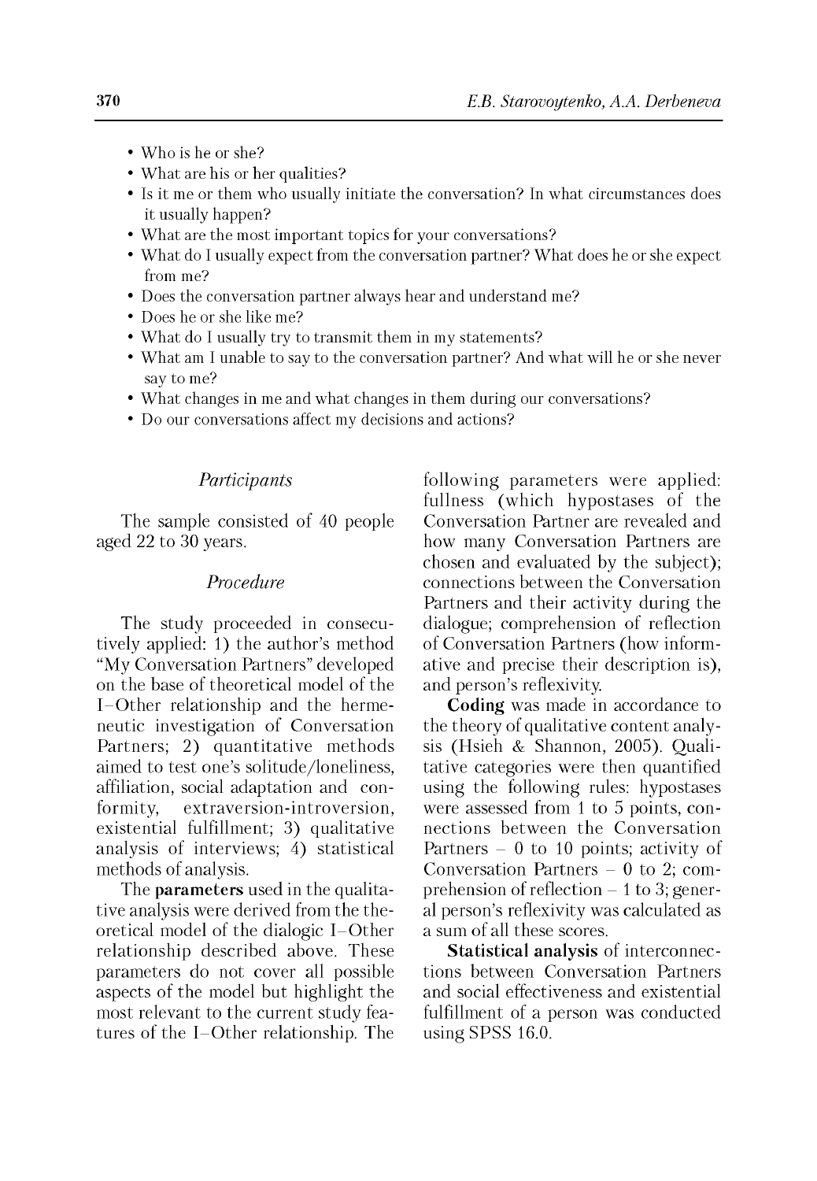- Who is he or she?
- What are his or her qualities?
- Is it me or them who usually initiate the conversation? In what circumstances does it usually happen?
- What are the most important topics for your conversations?
- What do I usually expect from the conversation partner? What does he or she expect from me?
- Does the conversation partner always hear and understand me?
- Does he or she like me?
- What do I usually try to transmit them in my statements?
- What am I unable to say to the conversation partner? And what will he or she never say to me?
- What changes in me and what changes in them during our conversations?
- Do our conversations affect my decisions and actions?

### *Participants*

The sample consisted of 40 people aged 22 to 30 years.

### *Procedure*

The study proceeded in consecutively applied: 1) the author's method "My Conversation Partners" developed on the base of theoretical model of the I–Other relationship and the hermeneutic investigation of Conversation Partners; 2) quantitative methods aimed to test one's solitude/loneliness, affiliation, social adaptation and conformity, extraversion-introversion, existential fulfillment; 3) qualitative analysis of interviews; 4) statistical methods of analysis.

The **parameters** used in the qualitative analysis were derived from the theoretical model of the dialogic I–Other relationship described above. These parameters do not cover all possible aspects of the model but highlight the most relevant to the current study features of the I–Other relationship. The following parameters were applied: fullness (which hypostases of the Conversation Partner are revealed and how many Conversation Partners are chosen and evaluated by the subject); connections between the Conversation Partners and their activity during the dialogue; comprehension of reflection of Conversation Partners (how informative and precise their description is), and person's reflexivity.

**Coding** was made in accordance to the theory of qualitative content analysis (Hsieh & Shannon, 2005). Qualitative categories were then quantified using the following rules: hypostases were assessed from 1 to 5 points, connections between the Conversation Partners – 0 to 10 points; activity of Conversation Partners – 0 to 2; comprehension of reflection – 1 to 3; general person's reflexivity was calculated as a sum of all these scores.

**Statistical analysis** of interconnections between Conversation Partners and social effectiveness and existential fulfillment of a person was conducted using SPSS 16.0.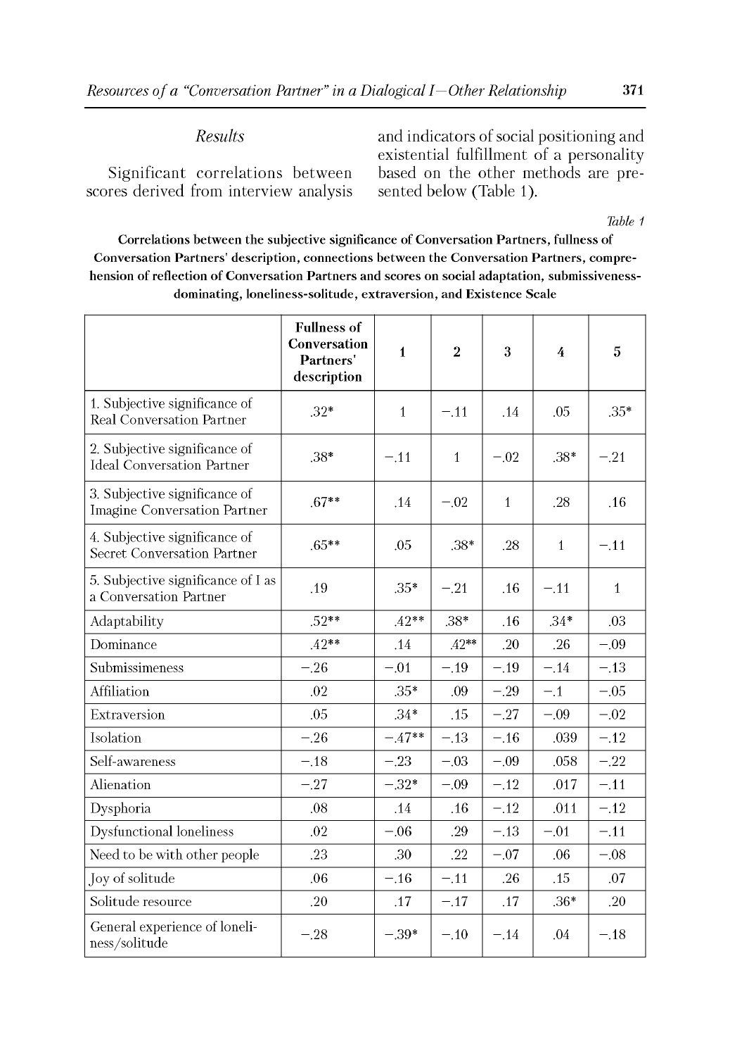## Results

Significant correlations between scores derived from interview analysis and indicators of social positioning and existential fulfillment of a personality based on the other methods are presented below (Table 1).

*Table 1*

**Correlations between the subjective significance of Conversation Partners, fullness of Conversation Partners' description, connections between the Conversation Partners, comprehension of reflection of Conversation Partners and scores on social adaptation, submissiveness-dominating, loneliness-solitude, extraversion, and Existence Scale**

| | Fullness of Conversation Partners' description | 1 | 2 | 3 | 4 | 5 |
|---|---|---|---|---|---|---|
| 1. Subjective significance of Real Conversation Partner | .32* | 1 | −.11 | .14 | .05 | .35* |
| 2. Subjective significance of Ideal Conversation Partner | .38* | −.11 | 1 | −.02 | .38* | −.21 |
| 3. Subjective significance of Imagine Conversation Partner | .67** | .14 | −.02 | 1 | .28 | .16 |
| 4. Subjective significance of Secret Conversation Partner | .65** | .05 | .38* | .28 | 1 | −.11 |
| 5. Subjective significance of I as a Conversation Partner | .19 | .35* | −.21 | .16 | −.11 | 1 |
| Adaptability | .52** | .42** | .38* | .16 | .34* | .03 |
| Dominance | .42** | .14 | .42** | .20 | .26 | −.09 |
| Submissimeness | −.26 | −.01 | −.19 | −.19 | −.14 | −.13 |
| Affiliation | .02 | .35* | .09 | −.29 | −.1 | −.05 |
| Extraversion | .05 | .34* | .15 | −.27 | −.09 | −.02 |
| Isolation | −.26 | −.47** | −.13 | −.16 | .039 | −.12 |
| Self-awareness | −.18 | −.23 | −.03 | −.09 | .058 | −.22 |
| Alienation | −.27 | −.32* | −.09 | −.12 | .017 | −.11 |
| Dysphoria | .08 | .14 | .16 | −.12 | .011 | −.12 |
| Dysfunctional loneliness | .02 | −.06 | .29 | −.13 | −.01 | −.11 |
| Need to be with other people | .23 | .30 | .22 | −.07 | .06 | −.08 |
| Joy of solitude | .06 | −.16 | −.11 | .26 | .15 | .07 |
| Solitude resource | .20 | .17 | −.17 | .17 | .36* | .20 |
| General experience of loneliness/solitude | −.28 | −.39* | −.10 | −.14 | .04 | −.18 |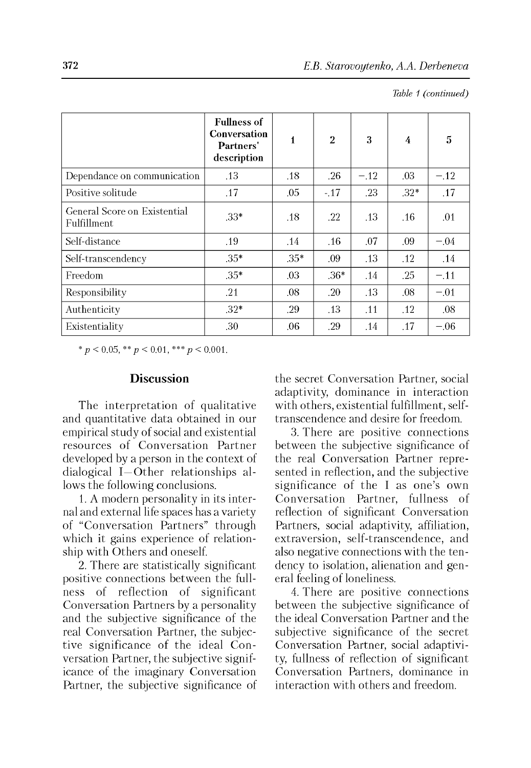*Table 1 (continued)*

| | Fullness of Conversation Partners' description | 1 | 2 | 3 | 4 | 5 |
|---|---|---|---|---|---|---|
| Dependance on communication | .13 | .18 | .26 | –.12 | .03 | –.12 |
| Positive solitude | .17 | .05 | -.17 | .23 | .32* | .17 |
| General Score on Existential Fulfillment | .33* | .18 | .22 | .13 | .16 | .01 |
| Self-distance | .19 | .14 | .16 | .07 | .09 | –.04 |
| Self-transcendency | .35* | .35* | .09 | .13 | .12 | .14 |
| Freedom | .35* | .03 | .36* | .14 | .25 | –.11 |
| Responsibility | .21 | .08 | .20 | .13 | .08 | –.01 |
| Authenticity | .32* | .29 | .13 | .11 | .12 | .08 |
| Existentiality | .30 | .06 | .29 | .14 | .17 | –.06 |

\* $p < 0.05$, \*\* $p < 0.01$, \*\*\* $p < 0.001$.

## Discussion

The interpretation of qualitative and quantitative data obtained in our empirical study of social and existential resources of Conversation Partner developed by a person in the context of dialogical I—Other relationships allows the following conclusions.

1. A modern personality in its internal and external life spaces has a variety of "Conversation Partners" through which it gains experience of relationship with Others and oneself.

2. There are statistically significant positive connections between the fullness of reflection of significant Conversation Partners by a personality and the subjective significance of the real Conversation Partner, the subjective significance of the ideal Conversation Partner, the subjective significance of the imaginary Conversation Partner, the subjective significance of the secret Conversation Partner, social adaptivity, dominance in interaction with others, existential fulfillment, self-transcendence and desire for freedom.

3. There are positive connections between the subjective significance of the real Conversation Partner represented in reflection, and the subjective significance of the I as one's own Conversation Partner, fullness of reflection of significant Conversation Partners, social adaptivity, affiliation, extraversion, self-transcendence, and also negative connections with the tendency to isolation, alienation and general feeling of loneliness.

4. There are positive connections between the subjective significance of the ideal Conversation Partner and the subjective significance of the secret Conversation Partner, social adaptivity, fullness of reflection of significant Conversation Partners, dominance in interaction with others and freedom.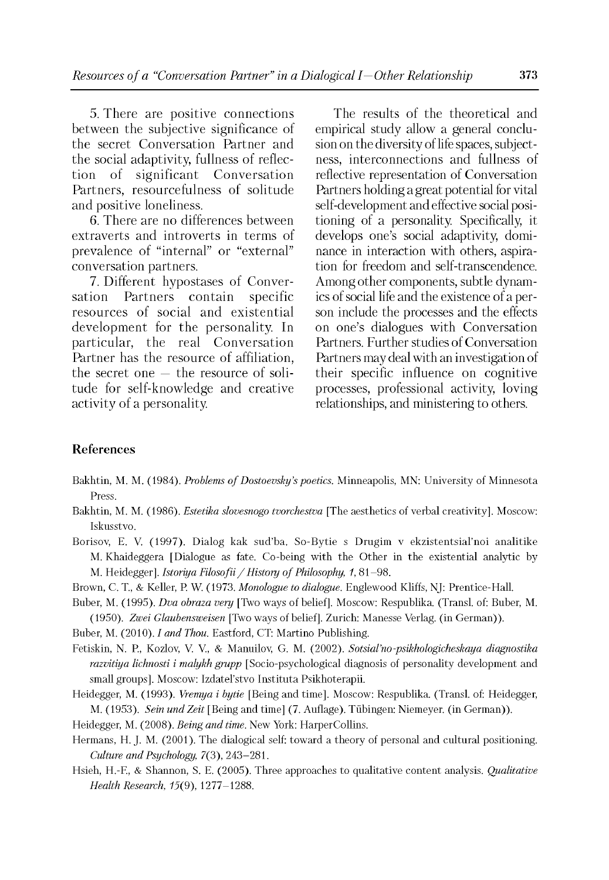5. There are positive connections between the subjective significance of the secret Conversation Partner and the social adaptivity, fullness of reflection of significant Conversation Partners, resourcefulness of solitude and positive loneliness.

6. There are no differences between extraverts and introverts in terms of prevalence of "internal" or "external" conversation partners.

7. Different hypostases of Conversation Partners contain specific resources of social and existential development for the personality. In particular, the real Conversation Partner has the resource of affiliation, the secret one – the resource of solitude for self-knowledge and creative activity of a personality.

The results of the theoretical and empirical study allow a general conclusion on the diversity of life spaces, subjectness, interconnections and fullness of reflective representation of Conversation Partners holding a great potential for vital self-development and effective social positioning of a personality. Specifically, it develops one's social adaptivity, dominance in interaction with others, aspiration for freedom and self-transcendence. Among other components, subtle dynamics of social life and the existence of a person include the processes and the effects on one's dialogues with Conversation Partners. Further studies of Conversation Partners may deal with an investigation of their specific influence on cognitive processes, professional activity, loving relationships, and ministering to others.

## References

Bakhtin, M. M. (1984). *Problems of Dostoevsky's poetics.* Minneapolis, MN: University of Minnesota Press.

Bakhtin, M. M. (1986). *Estetika slovesnogo tvorchestva* [The aesthetics of verbal creativity]. Moscow: Iskusstvo.

Borisov, E. V. (1997). Dialog kak sud'ba. So-Bytie s Drugim v ekzistentsial'noi analitike M. Khaideggera [Dialogue as fate. Co-being with the Other in the existential analytic by M. Heidegger]. *Istoriya Filosofii / History of Philosophy, 1,* 81–98.

Brown, C. T., & Keller, P. W. (1973. *Monologue to dialogue.* Englewood Kliffs, NJ: Prentice-Hall.

Buber, M. (1995). *Dva obraza very* [Two ways of belief]. Moscow: Respublika. (Transl. of: Buber, M. (1950). *Zwei Glaubensweisen* [Two ways of belief]. Zurich: Manesse Verlag. (in German)).

Buber, M. (2010). *I and Thou.* Eastford, CT: Martino Publishing.

Fetiskin, N. P., Kozlov, V. V., & Manuilov, G. M. (2002). *Sotsial'no-psikhologicheskaya diagnostika razvitiya lichnosti i malykh grupp* [Socio-psychological diagnosis of personality development and small groups]. Moscow: Izdatel'stvo Instituta Psikhoterapii.

Heidegger, M. (1993). *Vremya i bytie* [Being and time]. Moscow: Respublika. (Transl. of: Heidegger, M. (1953). *Sein und Zeit* [Being and time] (7. Auflage). Tübingen: Niemeyer. (in German)).

Heidegger, M. (2008). *Being and time.* New York: HarperCollins.

Hermans, H. J. M. (2001). The dialogical self: toward a theory of personal and cultural positioning. *Culture and Psychology, 7*(3), 243–281.

Hsieh, H.-F., & Shannon, S. E. (2005). Three approaches to qualitative content analysis. *Qualitative Health Research, 15*(9), 1277–1288.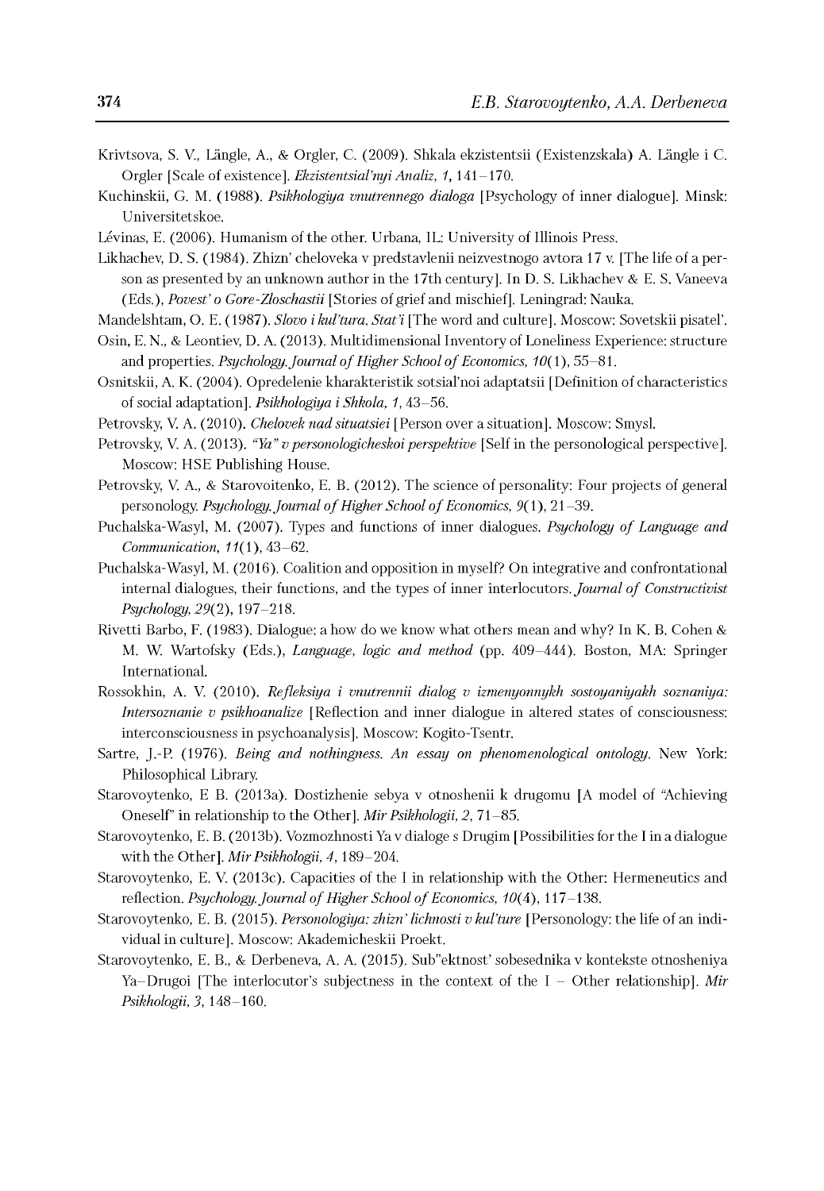Krivtsova, S. V., Längle, A., & Orgler, C. (2009). Shkala ekzistentsii (Existenzskala) A. Längle i C. Orgler [Scale of existence]. *Ekzistentsial'nyi Analiz, 1*, 141–170.

Kuchinskii, G. M. (1988). *Psikhologiya vnutrennego dialoga* [Psychology of inner dialogue]. Minsk: Universitetskoe.

Lévinas, E. (2006). Humanism of the other. Urbana, IL: University of Illinois Press.

Likhachev, D. S. (1984). Zhizn' cheloveka v predstavlenii neizvestnogo avtora 17 v. [The life of a person as presented by an unknown author in the 17th century]. In D. S. Likhachev & E. S. Vaneeva (Eds.), *Povest' o Gore-Zloschastii* [Stories of grief and mischief]. Leningrad: Nauka.

Mandelshtam, O. E. (1987). *Slovo i kul'tura. Stat'i* [The word and culture]. Moscow: Sovetskii pisatel'.

Osin, E. N., & Leontiev, D. A. (2013). Multidimensional Inventory of Loneliness Experience: structure and properties. *Psychology. Journal of Higher School of Economics, 10*(1), 55–81.

Osnitskii, A. K. (2004). Opredelenie kharakteristik sotsial'noi adaptatsii [Definition of characteristics of social adaptation]. *Psikhologiya i Shkola, 1*, 43–56.

Petrovsky, V. A. (2010). *Chelovek nad situatsiei* [Person over a situation]. Moscow: Smysl.

Petrovsky, V. A. (2013). *"Ya" v personologicheskoi perspektive* [Self in the personological perspective]. Moscow: HSE Publishing House.

Petrovsky, V. A., & Starovoitenko, E. B. (2012). The science of personality: Four projects of general personology. *Psychology. Journal of Higher School of Economics, 9*(1), 21–39.

Puchalska-Wasyl, M. (2007). Types and functions of inner dialogues. *Psychology of Language and Communication, 11*(1), 43–62.

Puchalska-Wasyl, M. (2016). Coalition and opposition in myself? On integrative and confrontational internal dialogues, their functions, and the types of inner interlocutors. *Journal of Constructivist Psychology, 29*(2), 197–218.

Rivetti Barbo, F. (1983). Dialogue: a how do we know what others mean and why? In K. B. Cohen & M. W. Wartofsky (Eds.), *Language, logic and method* (pp. 409–444). Boston, MA: Springer International.

Rossokhin, A. V. (2010). *Refleksiya i vnutrennii dialog v izmenyonnykh sostoyaniyakh soznaniya: Intersoznanie v psikhoanalize* [Reflection and inner dialogue in altered states of consciousness: interconsciousness in psychoanalysis]. Moscow: Kogito-Tsentr.

Sartre, J.-P. (1976). *Being and nothingness. An essay on phenomenological ontology*. New York: Philosophical Library.

Starovoytenko, E B. (2013a). Dostizhenie sebya v otnoshenii k drugomu [A model of "Achieving Oneself" in relationship to the Other]. *Mir Psikhologii, 2*, 71–85.

Starovoytenko, E. B. (2013b). Vozmozhnosti Ya v dialoge s Drugim [Possibilities for the I in a dialogue with the Other]. *Mir Psikhologii, 4*, 189–204.

Starovoytenko, E. V. (2013c). Capacities of the I in relationship with the Other: Hermeneutics and reflection. *Psychology. Journal of Higher School of Economics, 10*(4), 117–138.

Starovoytenko, E. B. (2015). *Personologiya: zhizn' lichnosti v kul'ture* [Personology: the life of an individual in culture]. Moscow: Akademicheskii Proekt.

Starovoytenko, E. B., & Derbeneva, A. A. (2015). Sub"ektnost' sobesednika v kontekste otnosheniya Ya–Drugoi [The interlocutor's subjectness in the context of the I – Other relationship]. *Mir Psikhologii, 3*, 148–160.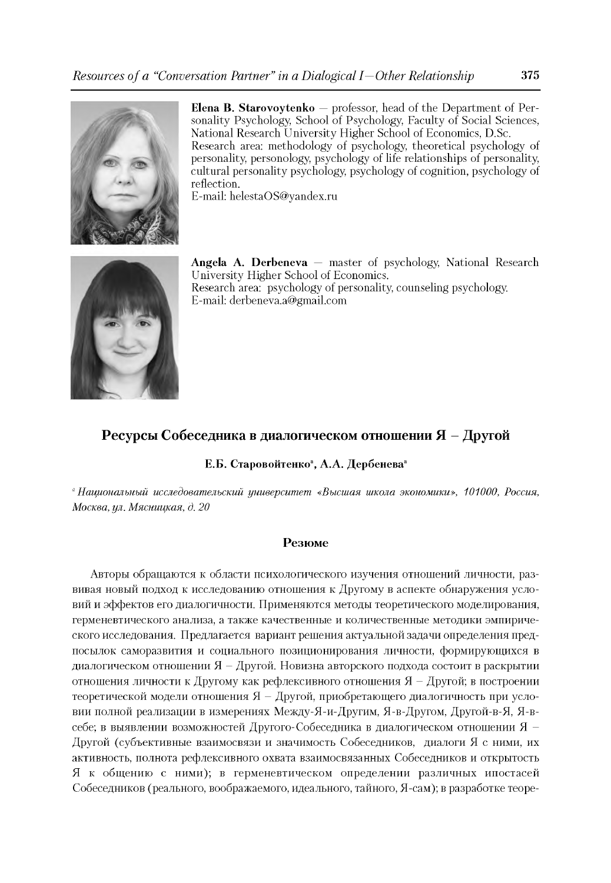**Elena B. Starovoytenko** — professor, head of the Department of Personality Psychology, School of Psychology, Faculty of Social Sciences, National Research University Higher School of Economics, D.Sc.
Research area: methodology of psychology, theoretical psychology of personality, personology, psychology of life relationships of personality, cultural personality psychology, psychology of cognition, psychology of reflection.
E-mail: helestaOS@yandex.ru

**Angela A. Derbeneva** — master of psychology, National Research University Higher School of Economics.
Research area: psychology of personality, counseling psychology.
E-mail: derbeneva.a@gmail.com

## Ресурсы Собеседника в диалогическом отношении Я – Другой

**Е.Б. Старовойтенко**[a], **А.А. Дербенева**[a]

[a] *Национальный исследовательский университет «Высшая школа экономики», 101000, Россия, Москва, ул. Мясницкая, д. 20*

### Резюме

Авторы обращаются к области психологического изучения отношений личности, развивая новый подход к исследованию отношения к Другому в аспекте обнаружения условий и эффектов его диалогичности. Применяются методы теоретического моделирования, герменевтического анализа, а также качественные и количественные методики эмпирического исследования. Предлагается вариант решения актуальной задачи определения предпосылок саморазвития и социального позиционирования личности, формирующихся в диалогическом отношении Я – Другой. Новизна авторского подхода состоит в раскрытии отношения личности к Другому как рефлексивного отношения Я – Другой; в построении теоретической модели отношения Я – Другой, приобретающего диалогичность при условии полной реализации в измерениях Между-Я-и-Другим, Я-в-Другом, Другой-в-Я, Я-в-себе; в выявлении возможностей Другого-Собеседника в диалогическом отношении Я – Другой (субъективные взаимосвязи и значимость Собеседников, диалоги Я с ними, их активность, полнота рефлексивного охвата взаимосвязанных Собеседников и открытость Я к общению с ними); в герменевтическом определении различных ипостасей Собеседников (реального, воображаемого, идеального, тайного, Я-сам); в разработке теоре-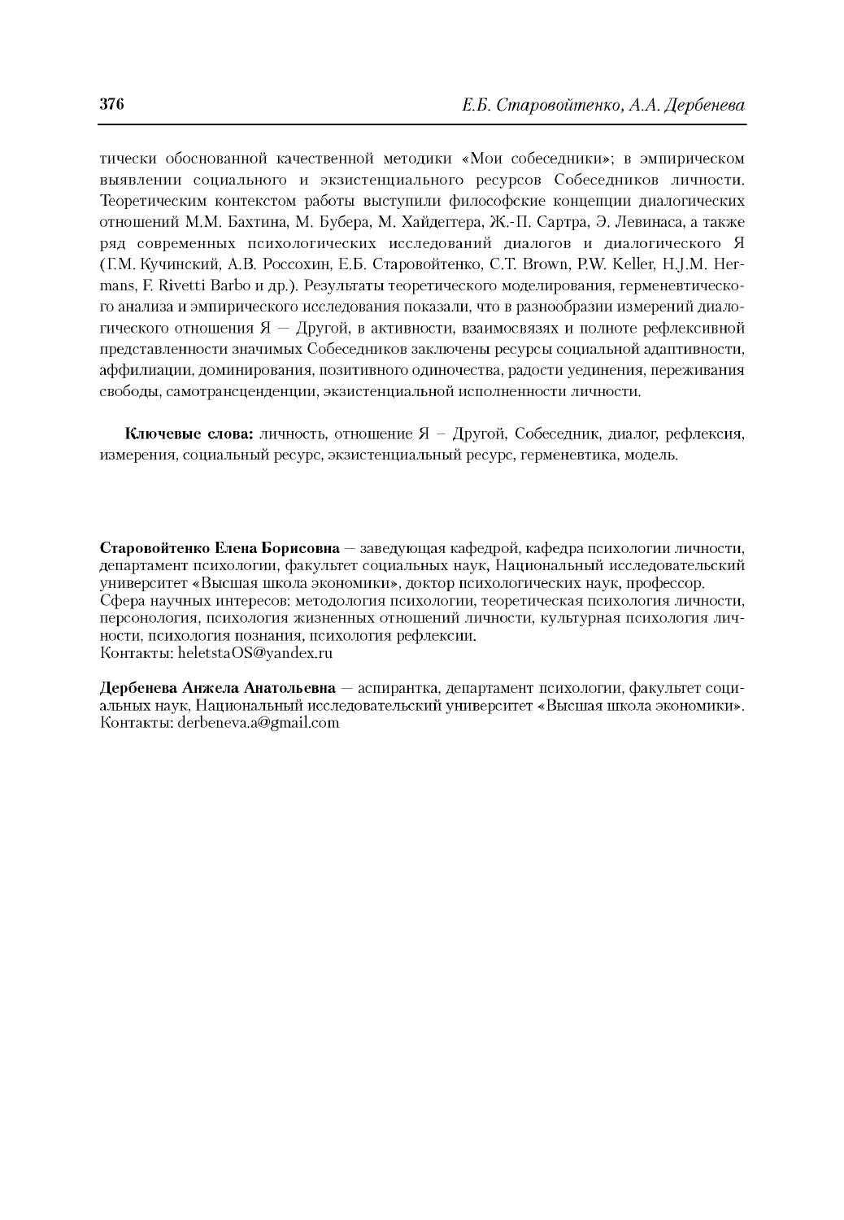тически обоснованной качественной методики «Мои собеседники»; в эмпирическом выявлении социального и экзистенциального ресурсов Собеседников личности. Теоретическим контекстом работы выступили философские концепции диалогических отношений М.М. Бахтина, М. Бубера, М. Хайдеггера, Ж.-П. Сартра, Э. Левинаса, а также ряд современных психологических исследований диалогов и диалогического Я (Г.М. Кучинский, А.В. Россохин, Е.Б. Старовойтенко, C.T. Brown, P.W. Keller, H.J.M. Hermans, F. Rivetti Barbo и др.). Результаты теоретического моделирования, герменевтического анализа и эмпирического исследования показали, что в разнообразии измерений диалогического отношения Я — Другой, в активности, взаимосвязях и полноте рефлексивной представленности значимых Собеседников заключены ресурсы социальной адаптивности, аффилиации, доминирования, позитивного одиночества, радости уединения, переживания свободы, самотрансценденции, экзистенциальной исполненности личности.

**Ключевые слова:** личность, отношение Я – Другой, Собеседник, диалог, рефлексия, измерения, социальный ресурс, экзистенциальный ресурс, герменевтика, модель.

**Старовойтенко Елена Борисовна** — заведующая кафедрой, кафедра психологии личности, департамент психологии, факультет социальных наук, Национальный исследовательский университет «Высшая школа экономики», доктор психологических наук, профессор.
Сфера научных интересов: методология психологии, теоретическая психология личности, персонология, психология жизненных отношений личности, культурная психология личности, психология познания, психология рефлексии.
Контакты: heletstaOS@yandex.ru

**Дербенева Анжела Анатольевна** — аспирантка, департамент психологии, факультет социальных наук, Национальный исследовательский университет «Высшая школа экономики».
Контакты: derbeneva.a@gmail.com